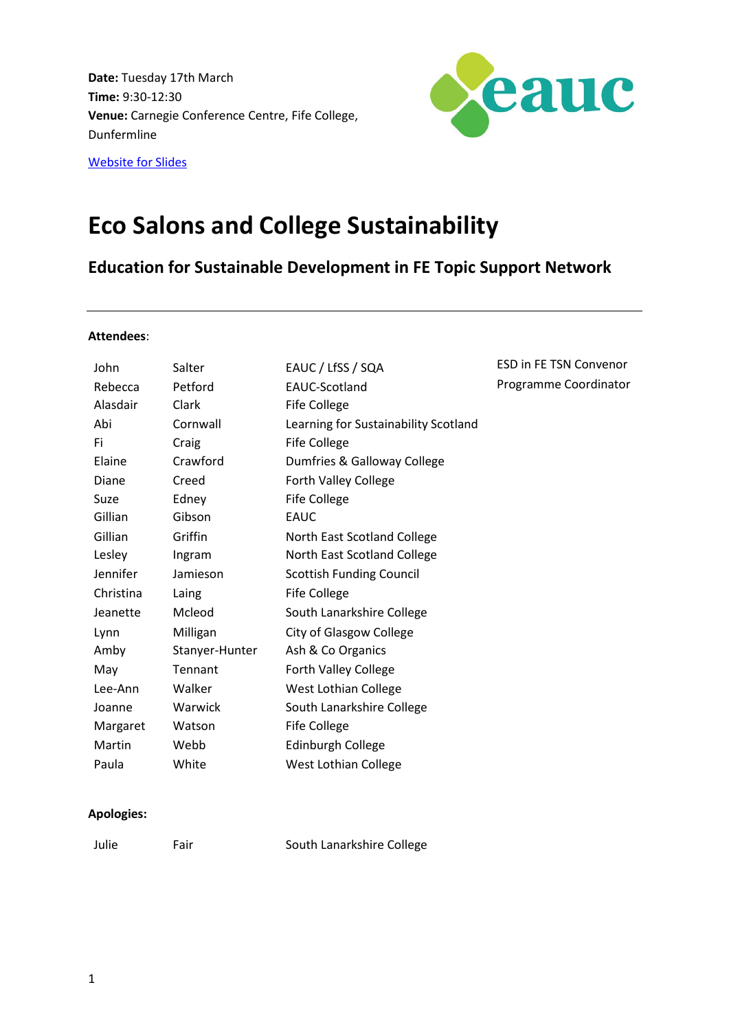**Date:** Tuesday 17th March
**Time:** 9:30-12:30
**Venue:** Carnegie Conference Centre, Fife College, Dunfermline

[Website for Slides]

# Eco Salons and College Sustainability

## Education for Sustainable Development in FE Topic Support Network

---

**Attendees**:

| | | | |
|---|---|---|---|
| John | Salter | EAUC / LfSS / SQA | ESD in FE TSN Convenor |
| Rebecca | Petford | EAUC-Scotland | Programme Coordinator |
| Alasdair | Clark | Fife College | |
| Abi | Cornwall | Learning for Sustainability Scotland | |
| Fi | Craig | Fife College | |
| Elaine | Crawford | Dumfries & Galloway College | |
| Diane | Creed | Forth Valley College | |
| Suze | Edney | Fife College | |
| Gillian | Gibson | EAUC | |
| Gillian | Griffin | North East Scotland College | |
| Lesley | Ingram | North East Scotland College | |
| Jennifer | Jamieson | Scottish Funding Council | |
| Christina | Laing | Fife College | |
| Jeanette | Mcleod | South Lanarkshire College | |
| Lynn | Milligan | City of Glasgow College | |
| Amby | Stanyer-Hunter | Ash & Co Organics | |
| May | Tennant | Forth Valley College | |
| Lee-Ann | Walker | West Lothian College | |
| Joanne | Warwick | South Lanarkshire College | |
| Margaret | Watson | Fife College | |
| Martin | Webb | Edinburgh College | |
| Paula | White | West Lothian College | |

**Apologies:**

| | | |
|---|---|---|
| Julie | Fair | South Lanarkshire College |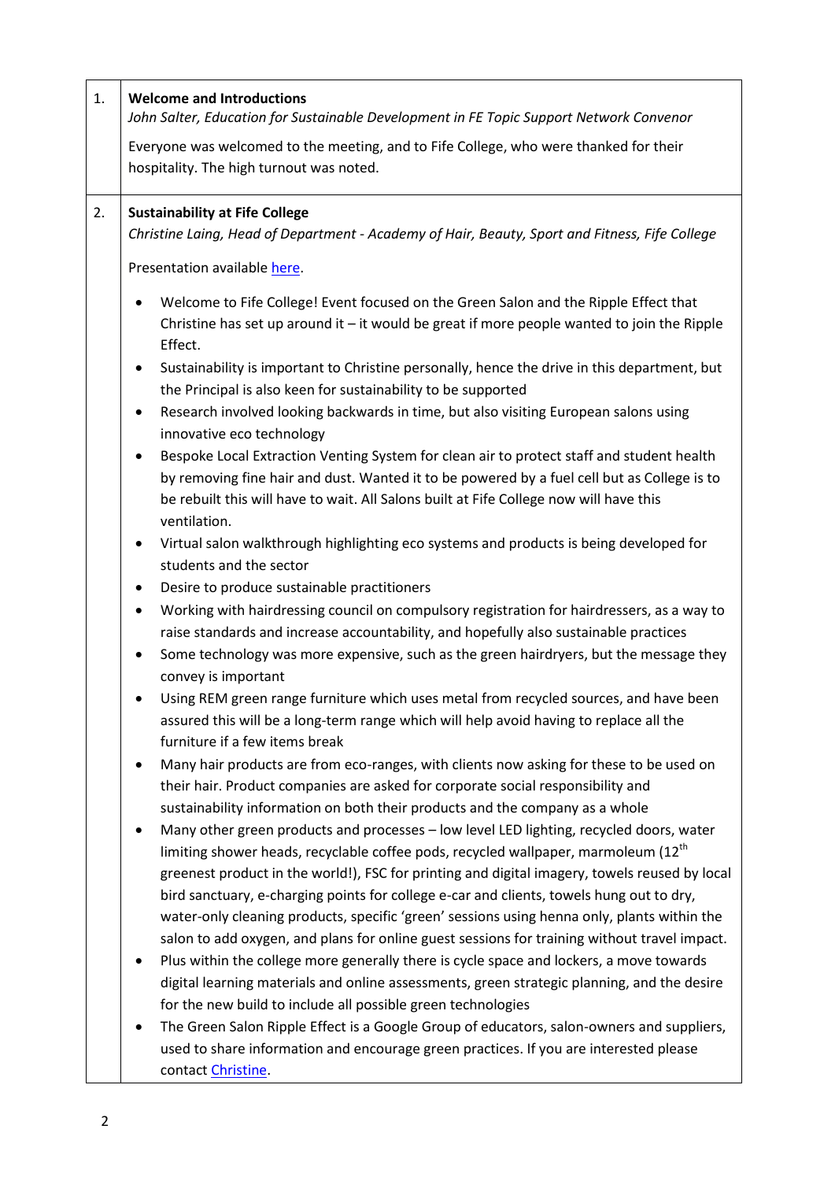| | |
|---|---|
| 1. | **Welcome and Introductions**<br>*John Salter, Education for Sustainable Development in FE Topic Support Network Convenor*<br><br>Everyone was welcomed to the meeting, and to Fife College, who were thanked for their hospitality. The high turnout was noted. |
| 2. | **Sustainability at Fife College**<br>*Christine Laing, Head of Department - Academy of Hair, Beauty, Sport and Fitness, Fife College*<br><br>Presentation available here.<br><br>• Welcome to Fife College! Event focused on the Green Salon and the Ripple Effect that Christine has set up around it – it would be great if more people wanted to join the Ripple Effect.<br>• Sustainability is important to Christine personally, hence the drive in this department, but the Principal is also keen for sustainability to be supported<br>• Research involved looking backwards in time, but also visiting European salons using innovative eco technology<br>• Bespoke Local Extraction Venting System for clean air to protect staff and student health by removing fine hair and dust. Wanted it to be powered by a fuel cell but as College is to be rebuilt this will have to wait. All Salons built at Fife College now will have this ventilation.<br>• Virtual salon walkthrough highlighting eco systems and products is being developed for students and the sector<br>• Desire to produce sustainable practitioners<br>• Working with hairdressing council on compulsory registration for hairdressers, as a way to raise standards and increase accountability, and hopefully also sustainable practices<br>• Some technology was more expensive, such as the green hairdryers, but the message they convey is important<br>• Using REM green range furniture which uses metal from recycled sources, and have been assured this will be a long-term range which will help avoid having to replace all the furniture if a few items break<br>• Many hair products are from eco-ranges, with clients now asking for these to be used on their hair. Product companies are asked for corporate social responsibility and sustainability information on both their products and the company as a whole<br>• Many other green products and processes – low level LED lighting, recycled doors, water limiting shower heads, recyclable coffee pods, recycled wallpaper, marmoleum (12th greenest product in the world!), FSC for printing and digital imagery, towels reused by local bird sanctuary, e-charging points for college e-car and clients, towels hung out to dry, water-only cleaning products, specific 'green' sessions using henna only, plants within the salon to add oxygen, and plans for online guest sessions for training without travel impact.<br>• Plus within the college more generally there is cycle space and lockers, a move towards digital learning materials and online assessments, green strategic planning, and the desire for the new build to include all possible green technologies<br>• The Green Salon Ripple Effect is a Google Group of educators, salon-owners and suppliers, used to share information and encourage green practices. If you are interested please contact Christine. |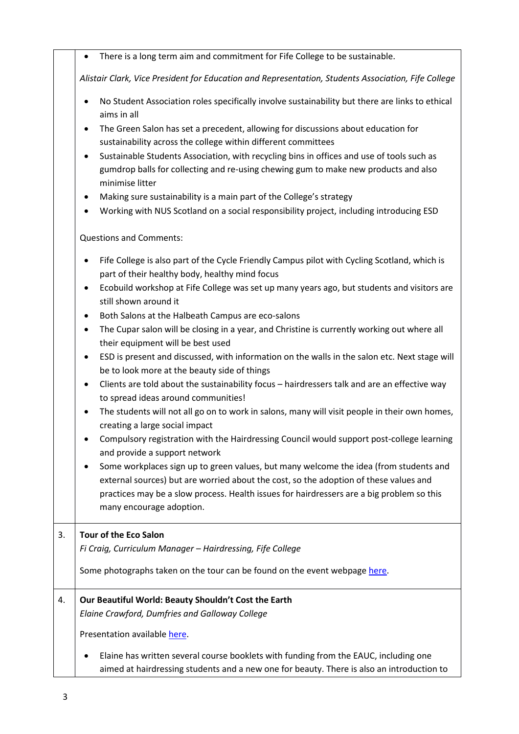|  |  |
|---|---|
|  | - There is a long term aim and commitment for Fife College to be sustainable.<br><br>*Alistair Clark, Vice President for Education and Representation, Students Association, Fife College*<br><br>- No Student Association roles specifically involve sustainability but there are links to ethical aims in all<br>- The Green Salon has set a precedent, allowing for discussions about education for sustainability across the college within different committees<br>- Sustainable Students Association, with recycling bins in offices and use of tools such as gumdrop balls for collecting and re-using chewing gum to make new products and also minimise litter<br>- Making sure sustainability is a main part of the College's strategy<br>- Working with NUS Scotland on a social responsibility project, including introducing ESD<br><br>Questions and Comments:<br><br>- Fife College is also part of the Cycle Friendly Campus pilot with Cycling Scotland, which is part of their healthy body, healthy mind focus<br>- Ecobuild workshop at Fife College was set up many years ago, but students and visitors are still shown around it<br>- Both Salons at the Halbeath Campus are eco-salons<br>- The Cupar salon will be closing in a year, and Christine is currently working out where all their equipment will be best used<br>- ESD is present and discussed, with information on the walls in the salon etc. Next stage will be to look more at the beauty side of things<br>- Clients are told about the sustainability focus – hairdressers talk and are an effective way to spread ideas around communities!<br>- The students will not all go on to work in salons, many will visit people in their own homes, creating a large social impact<br>- Compulsory registration with the Hairdressing Council would support post-college learning and provide a support network<br>- Some workplaces sign up to green values, but many welcome the idea (from students and external sources) but are worried about the cost, so the adoption of these values and practices may be a slow process. Health issues for hairdressers are a big problem so this many encourage adoption. |
| 3. | **Tour of the Eco Salon**<br>*Fi Craig, Curriculum Manager – Hairdressing, Fife College*<br><br>Some photographs taken on the tour can be found on the event webpage here. |
| 4. | **Our Beautiful World: Beauty Shouldn't Cost the Earth**<br>*Elaine Crawford, Dumfries and Galloway College*<br><br>Presentation available here.<br><br>- Elaine has written several course booklets with funding from the EAUC, including one aimed at hairdressing students and a new one for beauty. There is also an introduction to |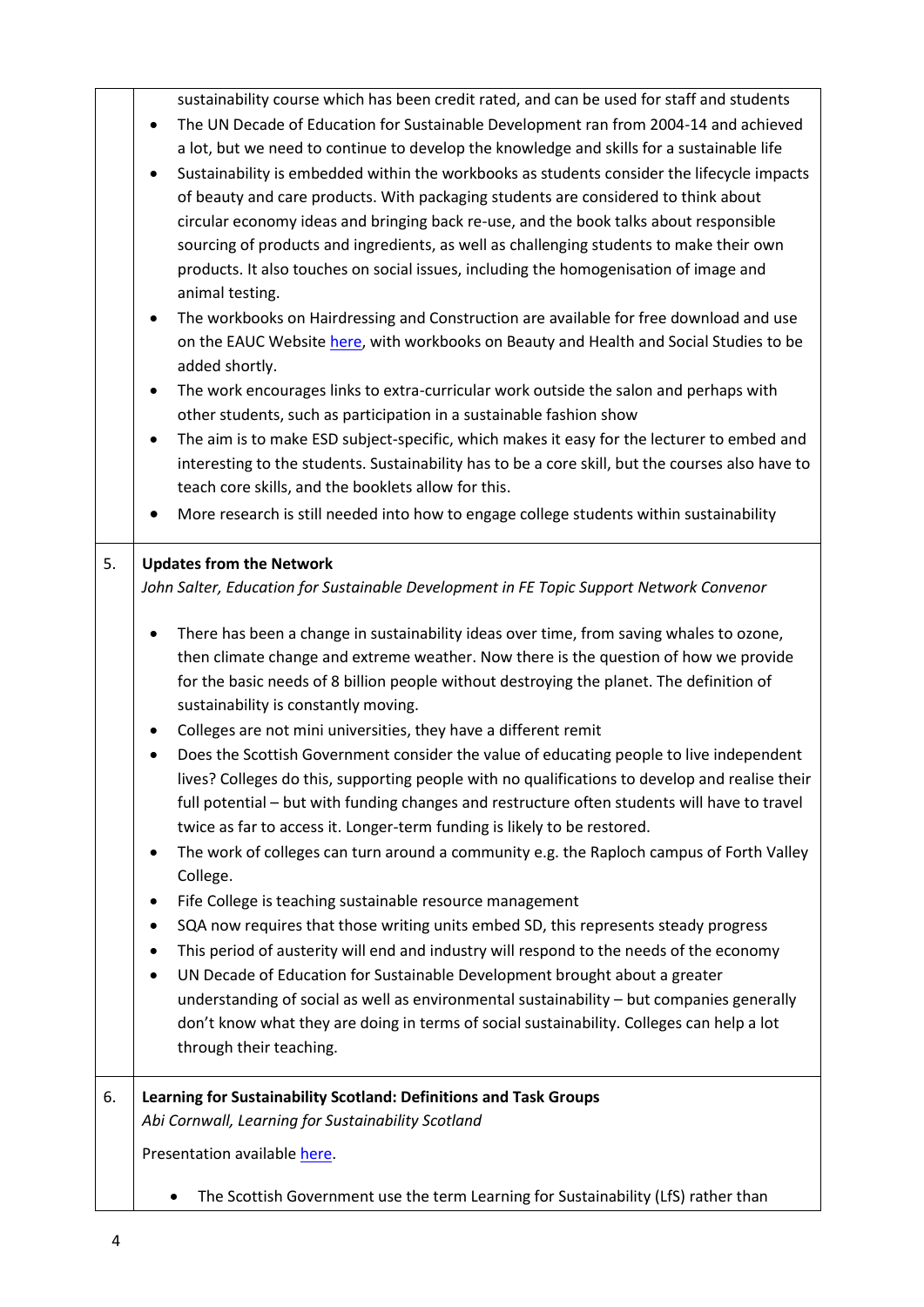|  |  |
|---|---|
|  | sustainability course which has been credit rated, and can be used for staff and students<br>• The UN Decade of Education for Sustainable Development ran from 2004-14 and achieved a lot, but we need to continue to develop the knowledge and skills for a sustainable life<br>• Sustainability is embedded within the workbooks as students consider the lifecycle impacts of beauty and care products. With packaging students are considered to think about circular economy ideas and bringing back re-use, and the book talks about responsible sourcing of products and ingredients, as well as challenging students to make their own products. It also touches on social issues, including the homogenisation of image and animal testing.<br>• The workbooks on Hairdressing and Construction are available for free download and use on the EAUC Website here, with workbooks on Beauty and Health and Social Studies to be added shortly.<br>• The work encourages links to extra-curricular work outside the salon and perhaps with other students, such as participation in a sustainable fashion show<br>• The aim is to make ESD subject-specific, which makes it easy for the lecturer to embed and interesting to the students. Sustainability has to be a core skill, but the courses also have to teach core skills, and the booklets allow for this.<br>• More research is still needed into how to engage college students within sustainability |
| 5. | **Updates from the Network**<br>*John Salter, Education for Sustainable Development in FE Topic Support Network Convenor*<br><br>• There has been a change in sustainability ideas over time, from saving whales to ozone, then climate change and extreme weather. Now there is the question of how we provide for the basic needs of 8 billion people without destroying the planet. The definition of sustainability is constantly moving.<br>• Colleges are not mini universities, they have a different remit<br>• Does the Scottish Government consider the value of educating people to live independent lives? Colleges do this, supporting people with no qualifications to develop and realise their full potential – but with funding changes and restructure often students will have to travel twice as far to access it. Longer-term funding is likely to be restored.<br>• The work of colleges can turn around a community e.g. the Raploch campus of Forth Valley College.<br>• Fife College is teaching sustainable resource management<br>• SQA now requires that those writing units embed SD, this represents steady progress<br>• This period of austerity will end and industry will respond to the needs of the economy<br>• UN Decade of Education for Sustainable Development brought about a greater understanding of social as well as environmental sustainability – but companies generally don't know what they are doing in terms of social sustainability. Colleges can help a lot through their teaching. |
| 6. | **Learning for Sustainability Scotland: Definitions and Task Groups**<br>*Abi Cornwall, Learning for Sustainability Scotland*<br><br>Presentation available here.<br><br>• The Scottish Government use the term Learning for Sustainability (LfS) rather than |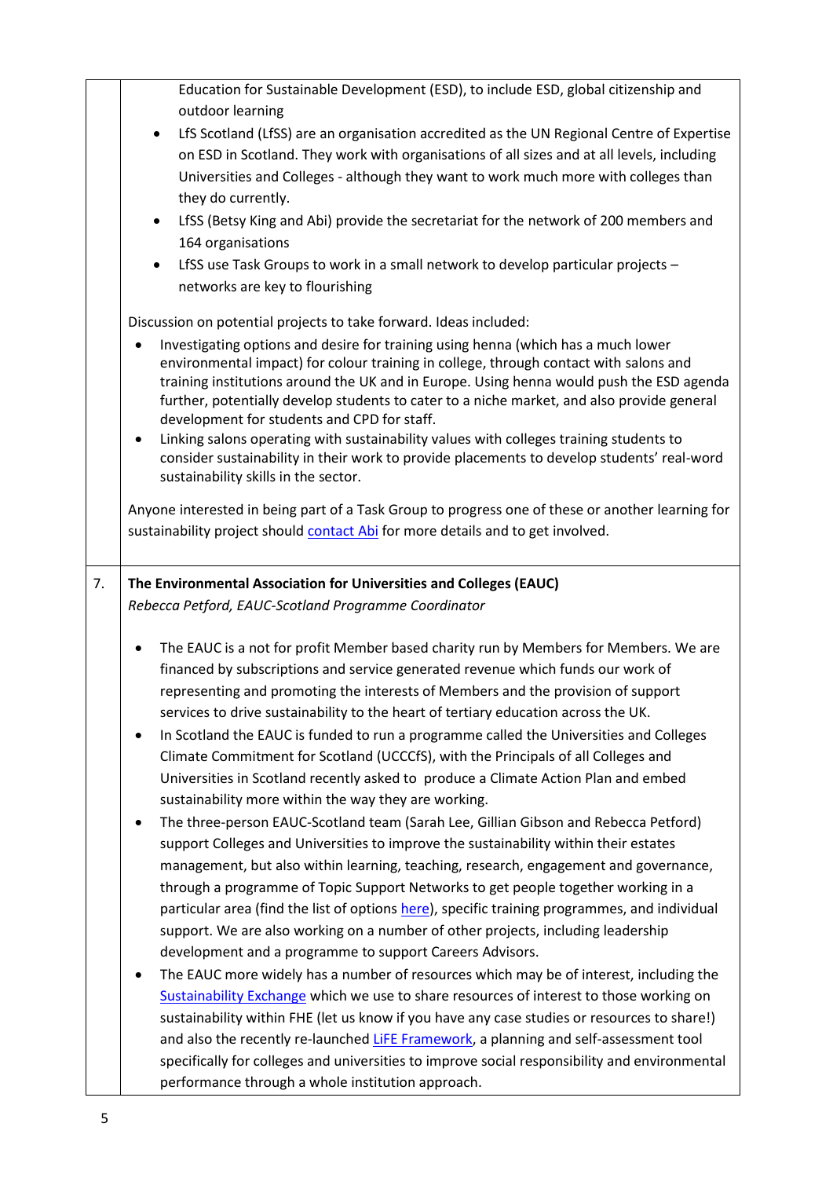Education for Sustainable Development (ESD), to include ESD, global citizenship and outdoor learning

- LfS Scotland (LfSS) are an organisation accredited as the UN Regional Centre of Expertise on ESD in Scotland. They work with organisations of all sizes and at all levels, including Universities and Colleges - although they want to work much more with colleges than they do currently.
- LfSS (Betsy King and Abi) provide the secretariat for the network of 200 members and 164 organisations
- LfSS use Task Groups to work in a small network to develop particular projects – networks are key to flourishing

Discussion on potential projects to take forward. Ideas included:

- Investigating options and desire for training using henna (which has a much lower environmental impact) for colour training in college, through contact with salons and training institutions around the UK and in Europe. Using henna would push the ESD agenda further, potentially develop students to cater to a niche market, and also provide general development for students and CPD for staff.
- Linking salons operating with sustainability values with colleges training students to consider sustainability in their work to provide placements to develop students' real-word sustainability skills in the sector.

Anyone interested in being part of a Task Group to progress one of these or another learning for sustainability project should contact Abi for more details and to get involved.

## 7. The Environmental Association for Universities and Colleges (EAUC)

*Rebecca Petford, EAUC-Scotland Programme Coordinator*

- The EAUC is a not for profit Member based charity run by Members for Members. We are financed by subscriptions and service generated revenue which funds our work of representing and promoting the interests of Members and the provision of support services to drive sustainability to the heart of tertiary education across the UK.
- In Scotland the EAUC is funded to run a programme called the Universities and Colleges Climate Commitment for Scotland (UCCCfS), with the Principals of all Colleges and Universities in Scotland recently asked to produce a Climate Action Plan and embed sustainability more within the way they are working.
- The three-person EAUC-Scotland team (Sarah Lee, Gillian Gibson and Rebecca Petford) support Colleges and Universities to improve the sustainability within their estates management, but also within learning, teaching, research, engagement and governance, through a programme of Topic Support Networks to get people together working in a particular area (find the list of options here), specific training programmes, and individual support. We are also working on a number of other projects, including leadership development and a programme to support Careers Advisors.
- The EAUC more widely has a number of resources which may be of interest, including the Sustainability Exchange which we use to share resources of interest to those working on sustainability within FHE (let us know if you have any case studies or resources to share!) and also the recently re-launched LiFE Framework, a planning and self-assessment tool specifically for colleges and universities to improve social responsibility and environmental performance through a whole institution approach.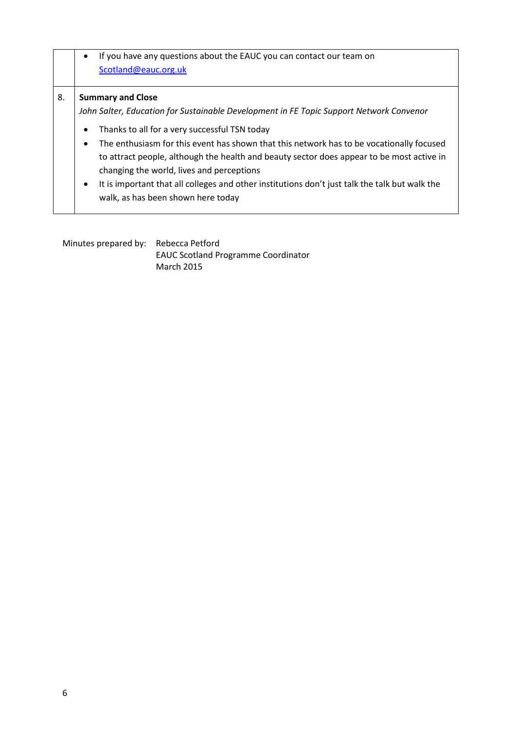| | |
|---|---|
| | • If you have any questions about the EAUC you can contact our team on [Scotland@eauc.org.uk](mailto:Scotland@eauc.org.uk) |
| 8. | **Summary and Close**<br>*John Salter, Education for Sustainable Development in FE Topic Support Network Convenor*<br>• Thanks to all for a very successful TSN today<br>• The enthusiasm for this event has shown that this network has to be vocationally focused to attract people, although the health and beauty sector does appear to be most active in changing the world, lives and perceptions<br>• It is important that all colleges and other institutions don't just talk the talk but walk the walk, as has been shown here today |

Minutes prepared by: Rebecca Petford
EAUC Scotland Programme Coordinator
March 2015